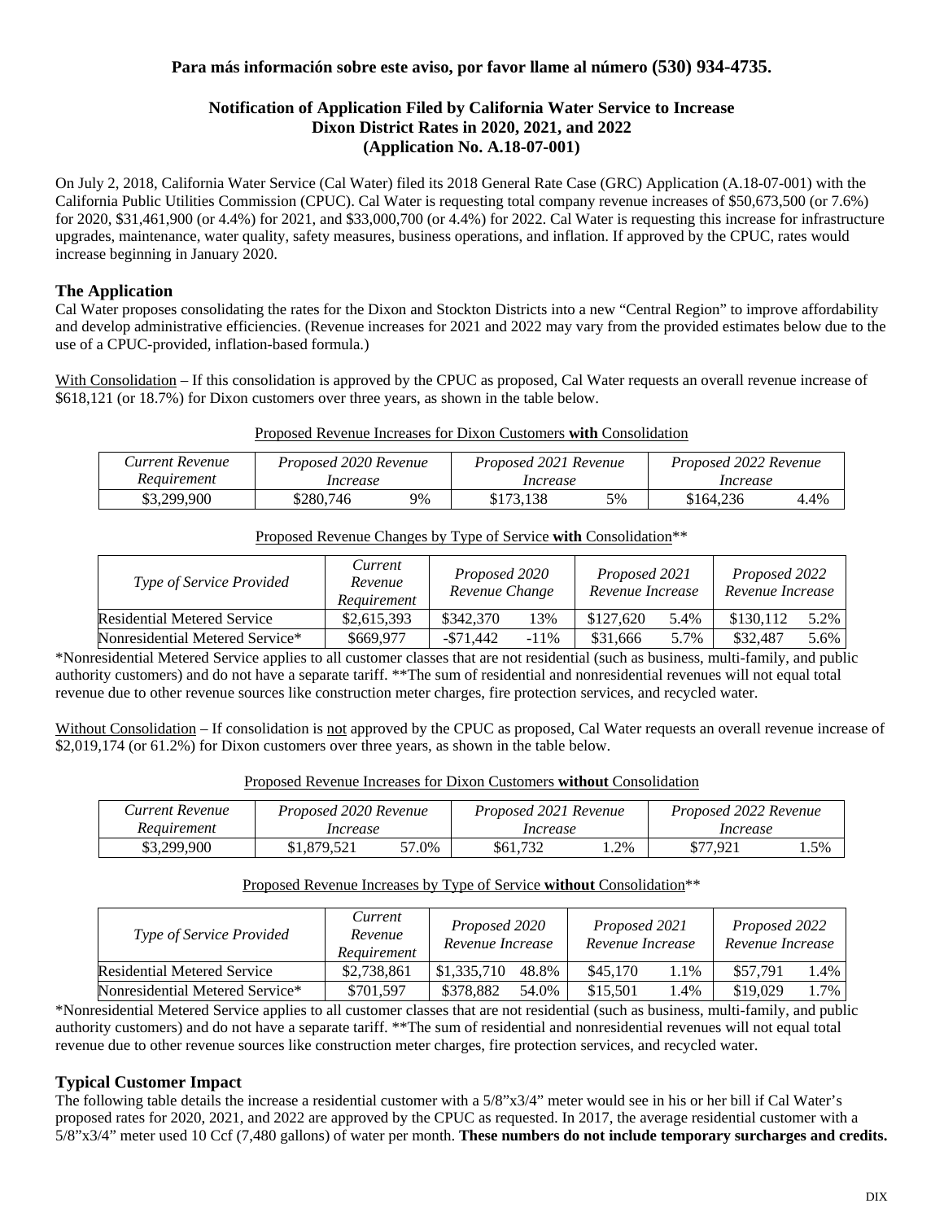**Para más información sobre este aviso, por favor llame al número (530) 934-4735.**

# Notification of Application Filed by California Water Service to Increase Dixon District Rates in 2020, 2021, and 2022 (Application No. A.18-07-001)

On July 2, 2018, California Water Service (Cal Water) filed its 2018 General Rate Case (GRC) Application (A.18-07-001) with the California Public Utilities Commission (CPUC). Cal Water is requesting total company revenue increases of $50,673,500 (or 7.6%) for 2020, $31,461,900 (or 4.4%) for 2021, and $33,000,700 (or 4.4%) for 2022. Cal Water is requesting this increase for infrastructure upgrades, maintenance, water quality, safety measures, business operations, and inflation. If approved by the CPUC, rates would increase beginning in January 2020.

## The Application

Cal Water proposes consolidating the rates for the Dixon and Stockton Districts into a new "Central Region" to improve affordability and develop administrative efficiencies. (Revenue increases for 2021 and 2022 may vary from the provided estimates below due to the use of a CPUC-provided, inflation-based formula.)

With Consolidation – If this consolidation is approved by the CPUC as proposed, Cal Water requests an overall revenue increase of $618,121 (or 18.7%) for Dixon customers over three years, as shown in the table below.

Proposed Revenue Increases for Dixon Customers **with** Consolidation

| *Current Revenue Requirement* | *Proposed 2020 Revenue Increase* | | *Proposed 2021 Revenue Increase* | | *Proposed 2022 Revenue Increase* | |
|---|---|---|---|---|---|---|
| $3,299,900 | $280,746 | 9% | $173,138 | 5% | $164,236 | 4.4% |

Proposed Revenue Changes by Type of Service **with** Consolidation**

| *Type of Service Provided* | *Current Revenue Requirement* | *Proposed 2020 Revenue Change* | | *Proposed 2021 Revenue Increase* | | *Proposed 2022 Revenue Increase* | |
|---|---|---|---|---|---|---|---|
| Residential Metered Service | $2,615,393 | $342,370 | 13% | $127,620 | 5.4% | $130,112 | 5.2% |
| Nonresidential Metered Service* | $669,977 | -$71,442 | -11% | $31,666 | 5.7% | $32,487 | 5.6% |

*Nonresidential Metered Service applies to all customer classes that are not residential (such as business, multi-family, and public authority customers) and do not have a separate tariff. **The sum of residential and nonresidential revenues will not equal total revenue due to other revenue sources like construction meter charges, fire protection services, and recycled water.

Without Consolidation – If consolidation is not approved by the CPUC as proposed, Cal Water requests an overall revenue increase of $2,019,174 (or 61.2%) for Dixon customers over three years, as shown in the table below.

Proposed Revenue Increases for Dixon Customers **without** Consolidation

| *Current Revenue Requirement* | *Proposed 2020 Revenue Increase* | | *Proposed 2021 Revenue Increase* | | *Proposed 2022 Revenue Increase* | |
|---|---|---|---|---|---|---|
| $3,299,900 | $1,879,521 | 57.0% | $61,732 | 1.2% | $77,921 | 1.5% |

Proposed Revenue Increases by Type of Service **without** Consolidation**

| *Type of Service Provided* | *Current Revenue Requirement* | *Proposed 2020 Revenue Increase* | | *Proposed 2021 Revenue Increase* | | *Proposed 2022 Revenue Increase* | |
|---|---|---|---|---|---|---|---|
| Residential Metered Service | $2,738,861 | $1,335,710 | 48.8% | $45,170 | 1.1% | $57,791 | 1.4% |
| Nonresidential Metered Service* | $701,597 | $378,882 | 54.0% | $15,501 | 1.4% | $19,029 | 1.7% |

*Nonresidential Metered Service applies to all customer classes that are not residential (such as business, multi-family, and public authority customers) and do not have a separate tariff. **The sum of residential and nonresidential revenues will not equal total revenue due to other revenue sources like construction meter charges, fire protection services, and recycled water.

## Typical Customer Impact

The following table details the increase a residential customer with a 5/8"x3/4" meter would see in his or her bill if Cal Water's proposed rates for 2020, 2021, and 2022 are approved by the CPUC as requested. In 2017, the average residential customer with a 5/8"x3/4" meter used 10 Ccf (7,480 gallons) of water per month. **These numbers do not include temporary surcharges and credits.**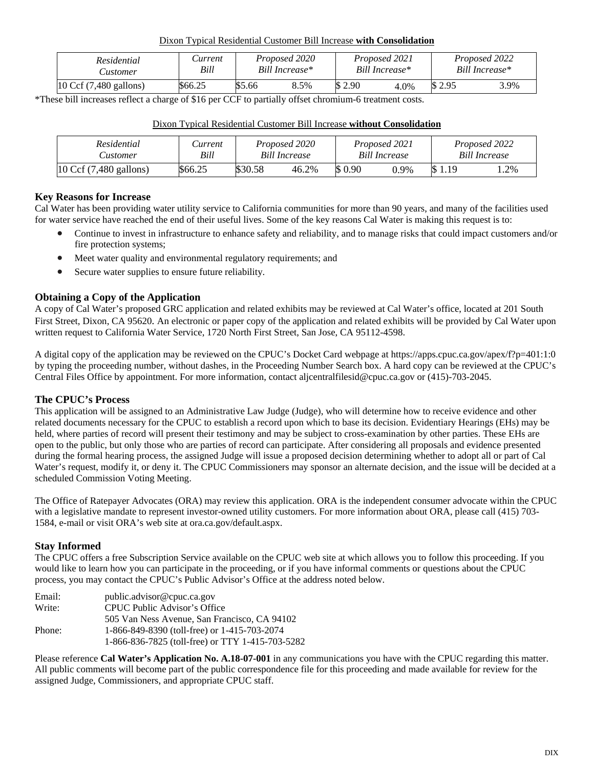Dixon Typical Residential Customer Bill Increase **with Consolidation**

| *Residential Customer* | *Current Bill* | *Proposed 2020 Bill Increase** | | *Proposed 2021 Bill Increase** | | *Proposed 2022 Bill Increase** | |
|---|---|---|---|---|---|---|---|
| 10 Ccf (7,480 gallons) | $66.25 | $5.66 | 8.5% | $ 2.90 | 4.0% | $ 2.95 | 3.9% |

*These bill increases reflect a charge of $16 per CCF to partially offset chromium-6 treatment costs.

Dixon Typical Residential Customer Bill Increase **without Consolidation**

| *Residential Customer* | *Current Bill* | *Proposed 2020 Bill Increase* | | *Proposed 2021 Bill Increase* | | *Proposed 2022 Bill Increase* | |
|---|---|---|---|---|---|---|---|
| 10 Ccf (7,480 gallons) | $66.25 | $30.58 | 46.2% | $ 0.90 | 0.9% | $ 1.19 | 1.2% |

## Key Reasons for Increase

Cal Water has been providing water utility service to California communities for more than 90 years, and many of the facilities used for water service have reached the end of their useful lives. Some of the key reasons Cal Water is making this request is to:

- Continue to invest in infrastructure to enhance safety and reliability, and to manage risks that could impact customers and/or fire protection systems;
- Meet water quality and environmental regulatory requirements; and
- Secure water supplies to ensure future reliability.

## Obtaining a Copy of the Application

A copy of Cal Water's proposed GRC application and related exhibits may be reviewed at Cal Water's office, located at 201 South First Street, Dixon, CA 95620. An electronic or paper copy of the application and related exhibits will be provided by Cal Water upon written request to California Water Service, 1720 North First Street, San Jose, CA 95112-4598.

A digital copy of the application may be reviewed on the CPUC's Docket Card webpage at https://apps.cpuc.ca.gov/apex/f?p=401:1:0 by typing the proceeding number, without dashes, in the Proceeding Number Search box. A hard copy can be reviewed at the CPUC's Central Files Office by appointment. For more information, contact aljcentralfilesid@cpuc.ca.gov or (415)-703-2045.

## The CPUC's Process

This application will be assigned to an Administrative Law Judge (Judge), who will determine how to receive evidence and other related documents necessary for the CPUC to establish a record upon which to base its decision. Evidentiary Hearings (EHs) may be held, where parties of record will present their testimony and may be subject to cross-examination by other parties. These EHs are open to the public, but only those who are parties of record can participate. After considering all proposals and evidence presented during the formal hearing process, the assigned Judge will issue a proposed decision determining whether to adopt all or part of Cal Water's request, modify it, or deny it. The CPUC Commissioners may sponsor an alternate decision, and the issue will be decided at a scheduled Commission Voting Meeting.

The Office of Ratepayer Advocates (ORA) may review this application. ORA is the independent consumer advocate within the CPUC with a legislative mandate to represent investor-owned utility customers. For more information about ORA, please call (415) 703-1584, e-mail or visit ORA's web site at ora.ca.gov/default.aspx.

## Stay Informed

The CPUC offers a free Subscription Service available on the CPUC web site at which allows you to follow this proceeding. If you would like to learn how you can participate in the proceeding, or if you have informal comments or questions about the CPUC process, you may contact the CPUC's Public Advisor's Office at the address noted below.

| | |
|---|---|
| Email: | public.advisor@cpuc.ca.gov |
| Write: | CPUC Public Advisor's Office<br>505 Van Ness Avenue, San Francisco, CA 94102 |
| Phone: | 1-866-849-8390 (toll-free) or 1-415-703-2074<br>1-866-836-7825 (toll-free) or TTY 1-415-703-5282 |

Please reference **Cal Water's Application No. A.18-07-001** in any communications you have with the CPUC regarding this matter. All public comments will become part of the public correspondence file for this proceeding and made available for review for the assigned Judge, Commissioners, and appropriate CPUC staff.